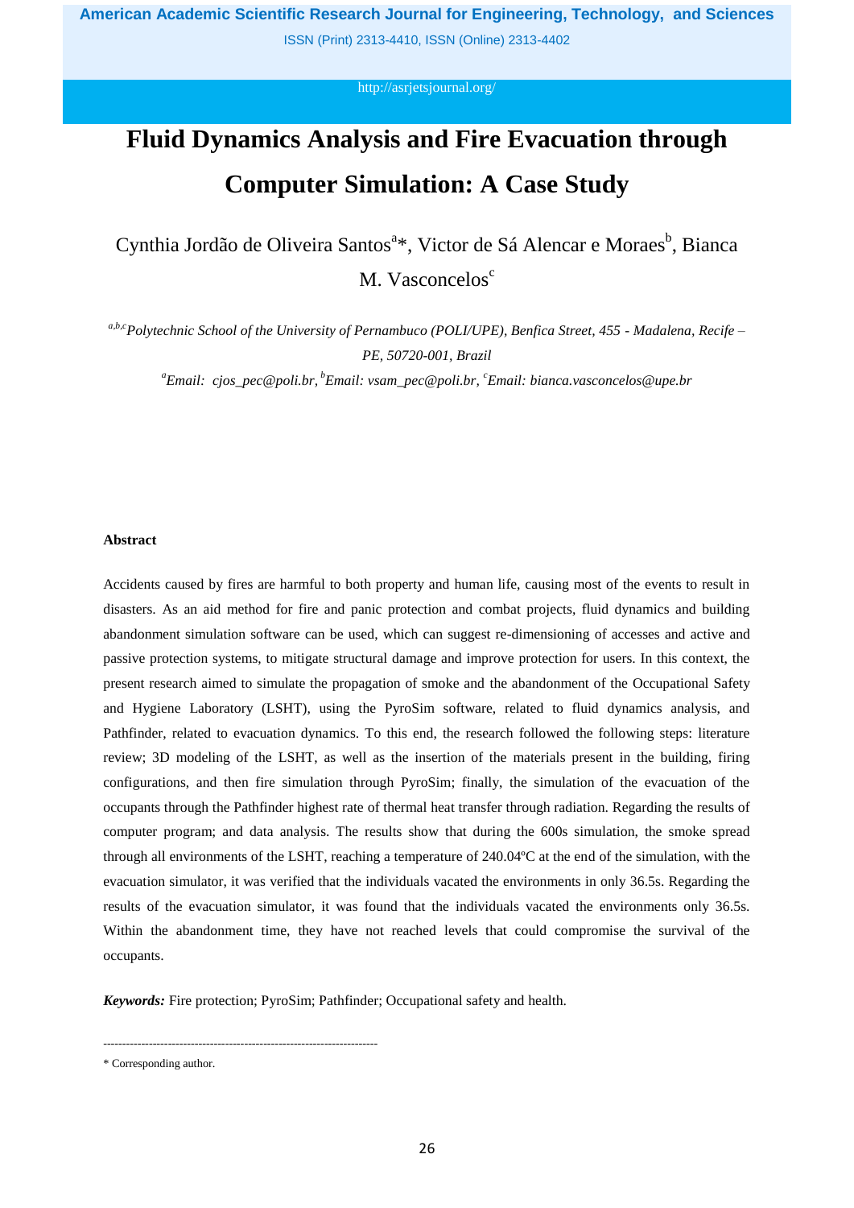# Fluid Dynamics Analysis and Fire Evacuation through Computer Simulation: A Case Study

Cynthia Jordão de Oliveira Santos[a]*, Victor de Sá Alencar e Moraes[b], Bianca M. Vasconcelos[c]

*[a,b,c]Polytechnic School of the University of Pernambuco (POLI/UPE), Benfica Street, 455 - Madalena, Recife – PE, 50720-001, Brazil*

*[a]Email: cjos_pec@poli.br, [b]Email: vsam_pec@poli.br, [c]Email: bianca.vasconcelos@upe.br*

## Abstract

Accidents caused by fires are harmful to both property and human life, causing most of the events to result in disasters. As an aid method for fire and panic protection and combat projects, fluid dynamics and building abandonment simulation software can be used, which can suggest re-dimensioning of accesses and active and passive protection systems, to mitigate structural damage and improve protection for users. In this context, the present research aimed to simulate the propagation of smoke and the abandonment of the Occupational Safety and Hygiene Laboratory (LSHT), using the PyroSim software, related to fluid dynamics analysis, and Pathfinder, related to evacuation dynamics. To this end, the research followed the following steps: literature review; 3D modeling of the LSHT, as well as the insertion of the materials present in the building, firing configurations, and then fire simulation through PyroSim; finally, the simulation of the evacuation of the occupants through the Pathfinder highest rate of thermal heat transfer through radiation. Regarding the results of computer program; and data analysis. The results show that during the 600s simulation, the smoke spread through all environments of the LSHT, reaching a temperature of 240.04ºC at the end of the simulation, with the evacuation simulator, it was verified that the individuals vacated the environments in only 36.5s. Regarding the results of the evacuation simulator, it was found that the individuals vacated the environments only 36.5s. Within the abandonment time, they have not reached levels that could compromise the survival of the occupants.

***Keywords:*** Fire protection; PyroSim; Pathfinder; Occupational safety and health.

------------------------------------------------------------------------

\* Corresponding author.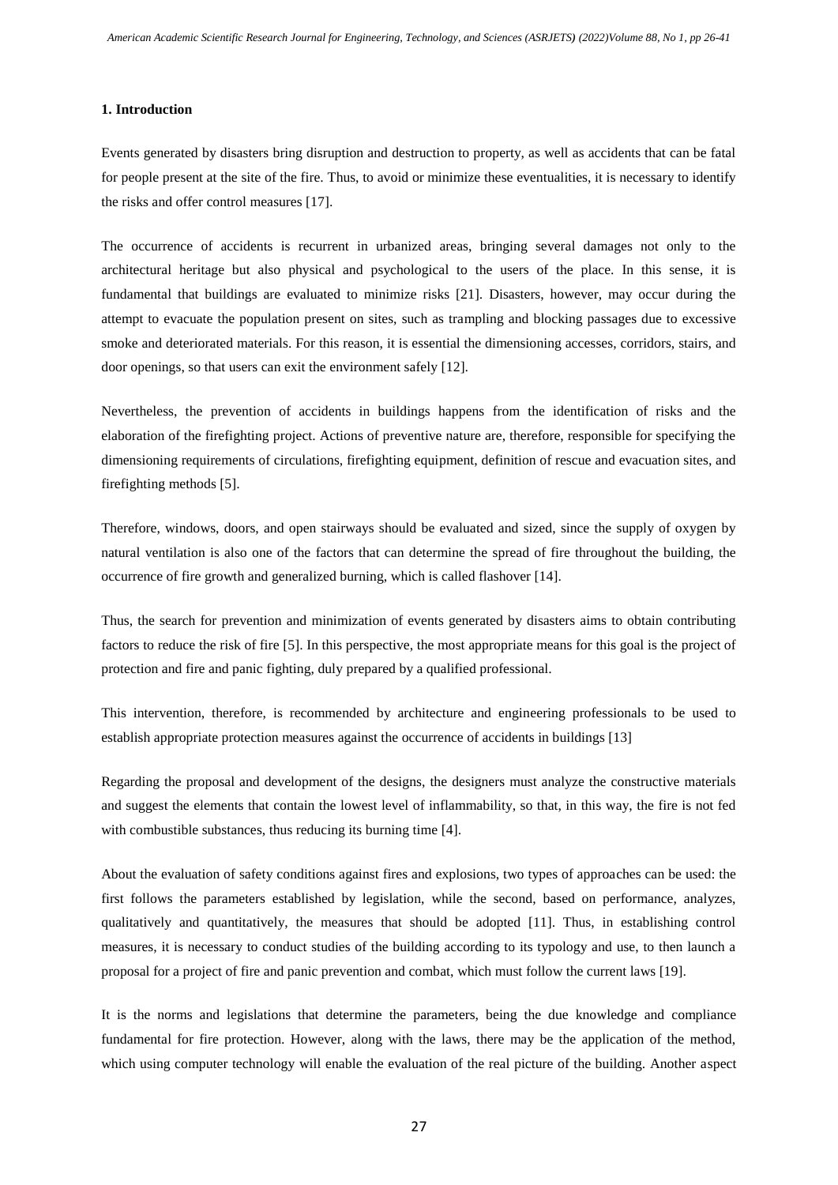### 1. Introduction

Events generated by disasters bring disruption and destruction to property, as well as accidents that can be fatal for people present at the site of the fire. Thus, to avoid or minimize these eventualities, it is necessary to identify the risks and offer control measures [17].

The occurrence of accidents is recurrent in urbanized areas, bringing several damages not only to the architectural heritage but also physical and psychological to the users of the place. In this sense, it is fundamental that buildings are evaluated to minimize risks [21]. Disasters, however, may occur during the attempt to evacuate the population present on sites, such as trampling and blocking passages due to excessive smoke and deteriorated materials. For this reason, it is essential the dimensioning accesses, corridors, stairs, and door openings, so that users can exit the environment safely [12].

Nevertheless, the prevention of accidents in buildings happens from the identification of risks and the elaboration of the firefighting project. Actions of preventive nature are, therefore, responsible for specifying the dimensioning requirements of circulations, firefighting equipment, definition of rescue and evacuation sites, and firefighting methods [5].

Therefore, windows, doors, and open stairways should be evaluated and sized, since the supply of oxygen by natural ventilation is also one of the factors that can determine the spread of fire throughout the building, the occurrence of fire growth and generalized burning, which is called flashover [14].

Thus, the search for prevention and minimization of events generated by disasters aims to obtain contributing factors to reduce the risk of fire [5]. In this perspective, the most appropriate means for this goal is the project of protection and fire and panic fighting, duly prepared by a qualified professional.

This intervention, therefore, is recommended by architecture and engineering professionals to be used to establish appropriate protection measures against the occurrence of accidents in buildings [13]

Regarding the proposal and development of the designs, the designers must analyze the constructive materials and suggest the elements that contain the lowest level of inflammability, so that, in this way, the fire is not fed with combustible substances, thus reducing its burning time [4].

About the evaluation of safety conditions against fires and explosions, two types of approaches can be used: the first follows the parameters established by legislation, while the second, based on performance, analyzes, qualitatively and quantitatively, the measures that should be adopted [11]. Thus, in establishing control measures, it is necessary to conduct studies of the building according to its typology and use, to then launch a proposal for a project of fire and panic prevention and combat, which must follow the current laws [19].

It is the norms and legislations that determine the parameters, being the due knowledge and compliance fundamental for fire protection. However, along with the laws, there may be the application of the method, which using computer technology will enable the evaluation of the real picture of the building. Another aspect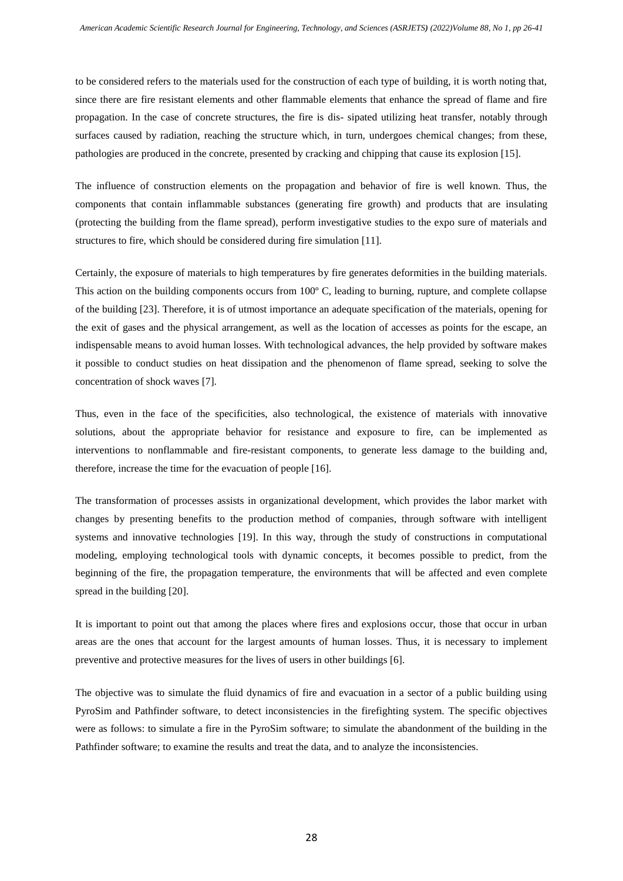to be considered refers to the materials used for the construction of each type of building, it is worth noting that, since there are fire resistant elements and other flammable elements that enhance the spread of flame and fire propagation. In the case of concrete structures, the fire is dis- sipated utilizing heat transfer, notably through surfaces caused by radiation, reaching the structure which, in turn, undergoes chemical changes; from these, pathologies are produced in the concrete, presented by cracking and chipping that cause its explosion [15].

The influence of construction elements on the propagation and behavior of fire is well known. Thus, the components that contain inflammable substances (generating fire growth) and products that are insulating (protecting the building from the flame spread), perform investigative studies to the expo sure of materials and structures to fire, which should be considered during fire simulation [11].

Certainly, the exposure of materials to high temperatures by fire generates deformities in the building materials. This action on the building components occurs from 100º C, leading to burning, rupture, and complete collapse of the building [23]. Therefore, it is of utmost importance an adequate specification of the materials, opening for the exit of gases and the physical arrangement, as well as the location of accesses as points for the escape, an indispensable means to avoid human losses. With technological advances, the help provided by software makes it possible to conduct studies on heat dissipation and the phenomenon of flame spread, seeking to solve the concentration of shock waves [7].

Thus, even in the face of the specificities, also technological, the existence of materials with innovative solutions, about the appropriate behavior for resistance and exposure to fire, can be implemented as interventions to nonflammable and fire-resistant components, to generate less damage to the building and, therefore, increase the time for the evacuation of people [16].

The transformation of processes assists in organizational development, which provides the labor market with changes by presenting benefits to the production method of companies, through software with intelligent systems and innovative technologies [19]. In this way, through the study of constructions in computational modeling, employing technological tools with dynamic concepts, it becomes possible to predict, from the beginning of the fire, the propagation temperature, the environments that will be affected and even complete spread in the building [20].

It is important to point out that among the places where fires and explosions occur, those that occur in urban areas are the ones that account for the largest amounts of human losses. Thus, it is necessary to implement preventive and protective measures for the lives of users in other buildings [6].

The objective was to simulate the fluid dynamics of fire and evacuation in a sector of a public building using PyroSim and Pathfinder software, to detect inconsistencies in the firefighting system. The specific objectives were as follows: to simulate a fire in the PyroSim software; to simulate the abandonment of the building in the Pathfinder software; to examine the results and treat the data, and to analyze the inconsistencies.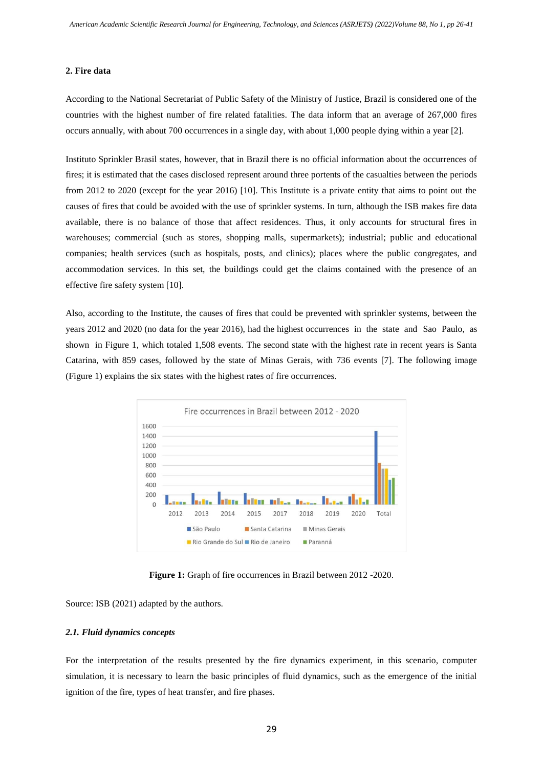## 2. Fire data

According to the National Secretariat of Public Safety of the Ministry of Justice, Brazil is considered one of the countries with the highest number of fire related fatalities. The data inform that an average of 267,000 fires occurs annually, with about 700 occurrences in a single day, with about 1,000 people dying within a year [2].

Instituto Sprinkler Brasil states, however, that in Brazil there is no official information about the occurrences of fires; it is estimated that the cases disclosed represent around three portents of the casualties between the periods from 2012 to 2020 (except for the year 2016) [10]. This Institute is a private entity that aims to point out the causes of fires that could be avoided with the use of sprinkler systems. In turn, although the ISB makes fire data available, there is no balance of those that affect residences. Thus, it only accounts for structural fires in warehouses; commercial (such as stores, shopping malls, supermarkets); industrial; public and educational companies; health services (such as hospitals, posts, and clinics); places where the public congregates, and accommodation services. In this set, the buildings could get the claims contained with the presence of an effective fire safety system [10].

Also, according to the Institute, the causes of fires that could be prevented with sprinkler systems, between the years 2012 and 2020 (no data for the year 2016), had the highest occurrences in the state and Sao Paulo, as shown in Figure 1, which totaled 1,508 events. The second state with the highest rate in recent years is Santa Catarina, with 859 cases, followed by the state of Minas Gerais, with 736 events [7]. The following image (Figure 1) explains the six states with the highest rates of fire occurrences.

**Figure 1:** Graph of fire occurrences in Brazil between 2012 -2020.

Source: ISB (2021) adapted by the authors.

### *2.1. Fluid dynamics concepts*

For the interpretation of the results presented by the fire dynamics experiment, in this scenario, computer simulation, it is necessary to learn the basic principles of fluid dynamics, such as the emergence of the initial ignition of the fire, types of heat transfer, and fire phases.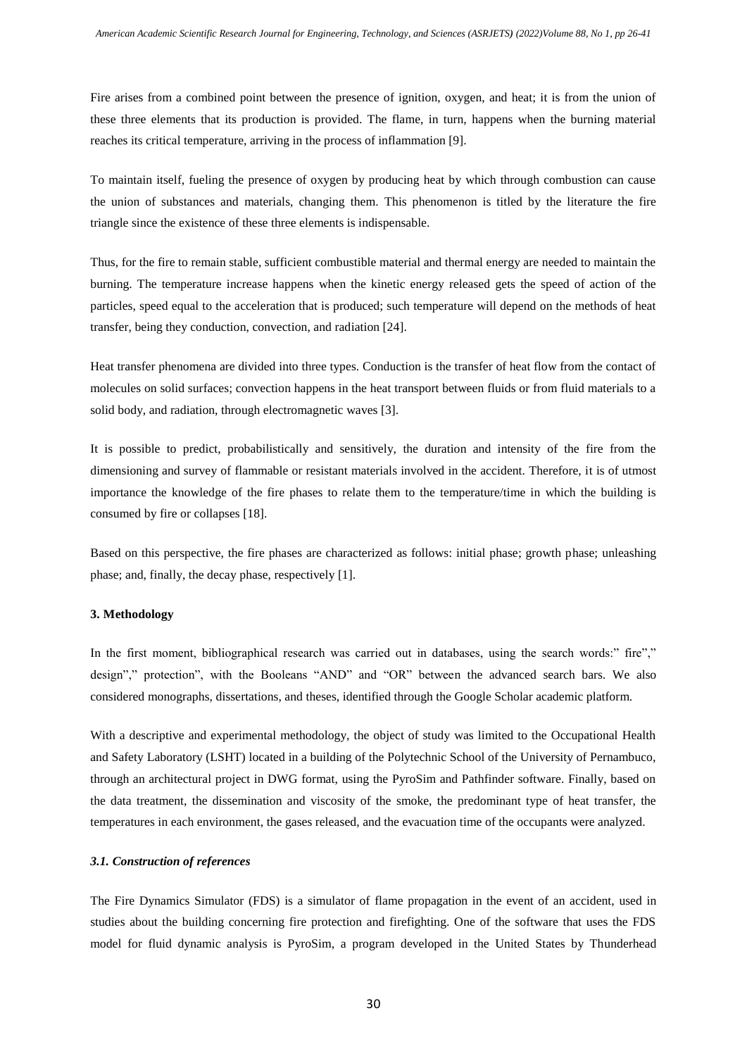Fire arises from a combined point between the presence of ignition, oxygen, and heat; it is from the union of these three elements that its production is provided. The flame, in turn, happens when the burning material reaches its critical temperature, arriving in the process of inflammation [9].

To maintain itself, fueling the presence of oxygen by producing heat by which through combustion can cause the union of substances and materials, changing them. This phenomenon is titled by the literature the fire triangle since the existence of these three elements is indispensable.

Thus, for the fire to remain stable, sufficient combustible material and thermal energy are needed to maintain the burning. The temperature increase happens when the kinetic energy released gets the speed of action of the particles, speed equal to the acceleration that is produced; such temperature will depend on the methods of heat transfer, being they conduction, convection, and radiation [24].

Heat transfer phenomena are divided into three types. Conduction is the transfer of heat flow from the contact of molecules on solid surfaces; convection happens in the heat transport between fluids or from fluid materials to a solid body, and radiation, through electromagnetic waves [3].

It is possible to predict, probabilistically and sensitively, the duration and intensity of the fire from the dimensioning and survey of flammable or resistant materials involved in the accident. Therefore, it is of utmost importance the knowledge of the fire phases to relate them to the temperature/time in which the building is consumed by fire or collapses [18].

Based on this perspective, the fire phases are characterized as follows: initial phase; growth phase; unleashing phase; and, finally, the decay phase, respectively [1].

## 3. Methodology

In the first moment, bibliographical research was carried out in databases, using the search words:" fire"," design"," protection", with the Booleans "AND" and "OR" between the advanced search bars. We also considered monographs, dissertations, and theses, identified through the Google Scholar academic platform.

With a descriptive and experimental methodology, the object of study was limited to the Occupational Health and Safety Laboratory (LSHT) located in a building of the Polytechnic School of the University of Pernambuco, through an architectural project in DWG format, using the PyroSim and Pathfinder software. Finally, based on the data treatment, the dissemination and viscosity of the smoke, the predominant type of heat transfer, the temperatures in each environment, the gases released, and the evacuation time of the occupants were analyzed.

### *3.1. Construction of references*

The Fire Dynamics Simulator (FDS) is a simulator of flame propagation in the event of an accident, used in studies about the building concerning fire protection and firefighting. One of the software that uses the FDS model for fluid dynamic analysis is PyroSim, a program developed in the United States by Thunderhead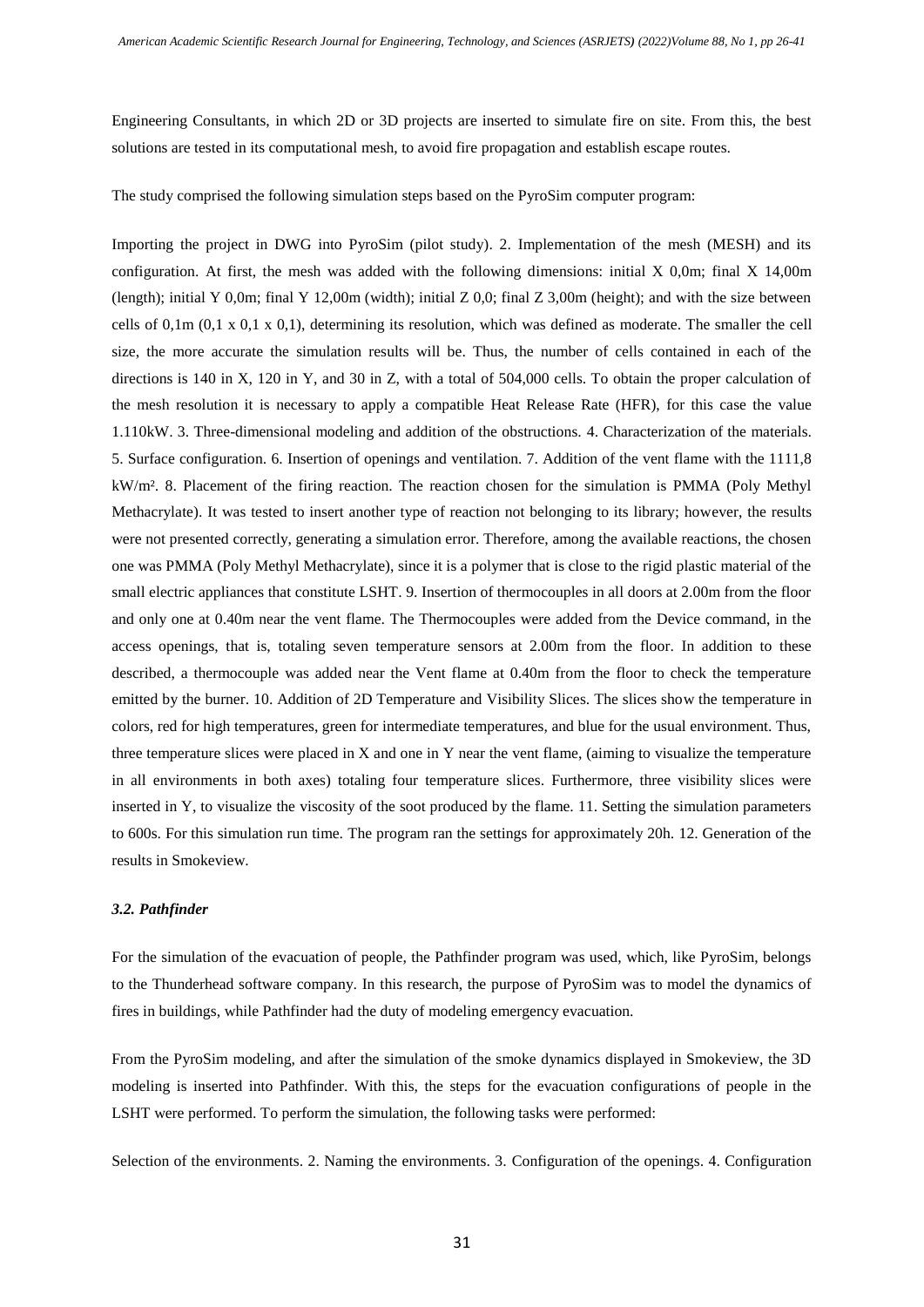Engineering Consultants, in which 2D or 3D projects are inserted to simulate fire on site. From this, the best solutions are tested in its computational mesh, to avoid fire propagation and establish escape routes.

The study comprised the following simulation steps based on the PyroSim computer program:

Importing the project in DWG into PyroSim (pilot study). 2. Implementation of the mesh (MESH) and its configuration. At first, the mesh was added with the following dimensions: initial X 0,0m; final X 14,00m (length); initial Y 0,0m; final Y 12,00m (width); initial Z 0,0; final Z 3,00m (height); and with the size between cells of 0,1m (0,1 x 0,1 x 0,1), determining its resolution, which was defined as moderate. The smaller the cell size, the more accurate the simulation results will be. Thus, the number of cells contained in each of the directions is 140 in X, 120 in Y, and 30 in Z, with a total of 504,000 cells. To obtain the proper calculation of the mesh resolution it is necessary to apply a compatible Heat Release Rate (HFR), for this case the value 1.110kW. 3. Three-dimensional modeling and addition of the obstructions. 4. Characterization of the materials. 5. Surface configuration. 6. Insertion of openings and ventilation. 7. Addition of the vent flame with the 1111,8 kW/m². 8. Placement of the firing reaction. The reaction chosen for the simulation is PMMA (Poly Methyl Methacrylate). It was tested to insert another type of reaction not belonging to its library; however, the results were not presented correctly, generating a simulation error. Therefore, among the available reactions, the chosen one was PMMA (Poly Methyl Methacrylate), since it is a polymer that is close to the rigid plastic material of the small electric appliances that constitute LSHT. 9. Insertion of thermocouples in all doors at 2.00m from the floor and only one at 0.40m near the vent flame. The Thermocouples were added from the Device command, in the access openings, that is, totaling seven temperature sensors at 2.00m from the floor. In addition to these described, a thermocouple was added near the Vent flame at 0.40m from the floor to check the temperature emitted by the burner. 10. Addition of 2D Temperature and Visibility Slices. The slices show the temperature in colors, red for high temperatures, green for intermediate temperatures, and blue for the usual environment. Thus, three temperature slices were placed in X and one in Y near the vent flame, (aiming to visualize the temperature in all environments in both axes) totaling four temperature slices. Furthermore, three visibility slices were inserted in Y, to visualize the viscosity of the soot produced by the flame. 11. Setting the simulation parameters to 600s. For this simulation run time. The program ran the settings for approximately 20h. 12. Generation of the results in Smokeview.

### *3.2. Pathfinder*

For the simulation of the evacuation of people, the Pathfinder program was used, which, like PyroSim, belongs to the Thunderhead software company. In this research, the purpose of PyroSim was to model the dynamics of fires in buildings, while Pathfinder had the duty of modeling emergency evacuation.

From the PyroSim modeling, and after the simulation of the smoke dynamics displayed in Smokeview, the 3D modeling is inserted into Pathfinder. With this, the steps for the evacuation configurations of people in the LSHT were performed. To perform the simulation, the following tasks were performed:

Selection of the environments. 2. Naming the environments. 3. Configuration of the openings. 4. Configuration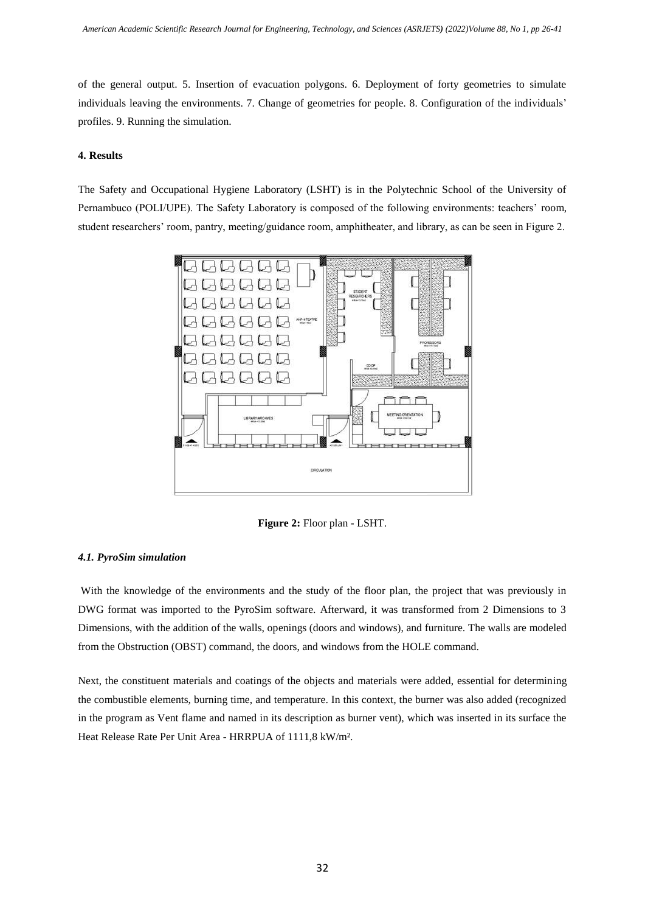of the general output. 5. Insertion of evacuation polygons. 6. Deployment of forty geometries to simulate individuals leaving the environments. 7. Change of geometries for people. 8. Configuration of the individuals' profiles. 9. Running the simulation.

## 4. Results

The Safety and Occupational Hygiene Laboratory (LSHT) is in the Polytechnic School of the University of Pernambuco (POLI/UPE). The Safety Laboratory is composed of the following environments: teachers' room, student researchers' room, pantry, meeting/guidance room, amphitheater, and library, as can be seen in Figure 2.

**Figure 2:** Floor plan - LSHT.

### *4.1. PyroSim simulation*

With the knowledge of the environments and the study of the floor plan, the project that was previously in DWG format was imported to the PyroSim software. Afterward, it was transformed from 2 Dimensions to 3 Dimensions, with the addition of the walls, openings (doors and windows), and furniture. The walls are modeled from the Obstruction (OBST) command, the doors, and windows from the HOLE command.

Next, the constituent materials and coatings of the objects and materials were added, essential for determining the combustible elements, burning time, and temperature. In this context, the burner was also added (recognized in the program as Vent flame and named in its description as burner vent), which was inserted in its surface the Heat Release Rate Per Unit Area - HRRPUA of 1111,8 kW/m².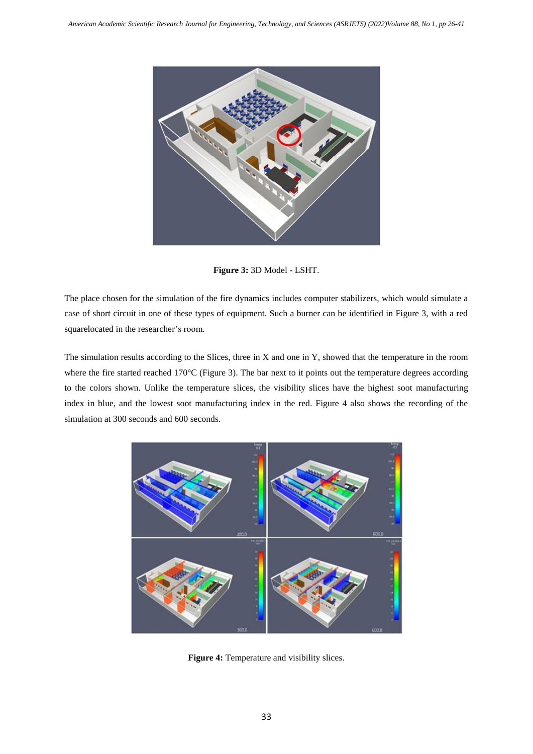**Figure 3:** 3D Model - LSHT.

The place chosen for the simulation of the fire dynamics includes computer stabilizers, which would simulate a case of short circuit in one of these types of equipment. Such a burner can be identified in Figure 3, with a red squarelocated in the researcher's room.

The simulation results according to the Slices, three in X and one in Y, showed that the temperature in the room where the fire started reached 170°C (Figure 3). The bar next to it points out the temperature degrees according to the colors shown. Unlike the temperature slices, the visibility slices have the highest soot manufacturing index in blue, and the lowest soot manufacturing index in the red. Figure 4 also shows the recording of the simulation at 300 seconds and 600 seconds.

**Figure 4:** Temperature and visibility slices.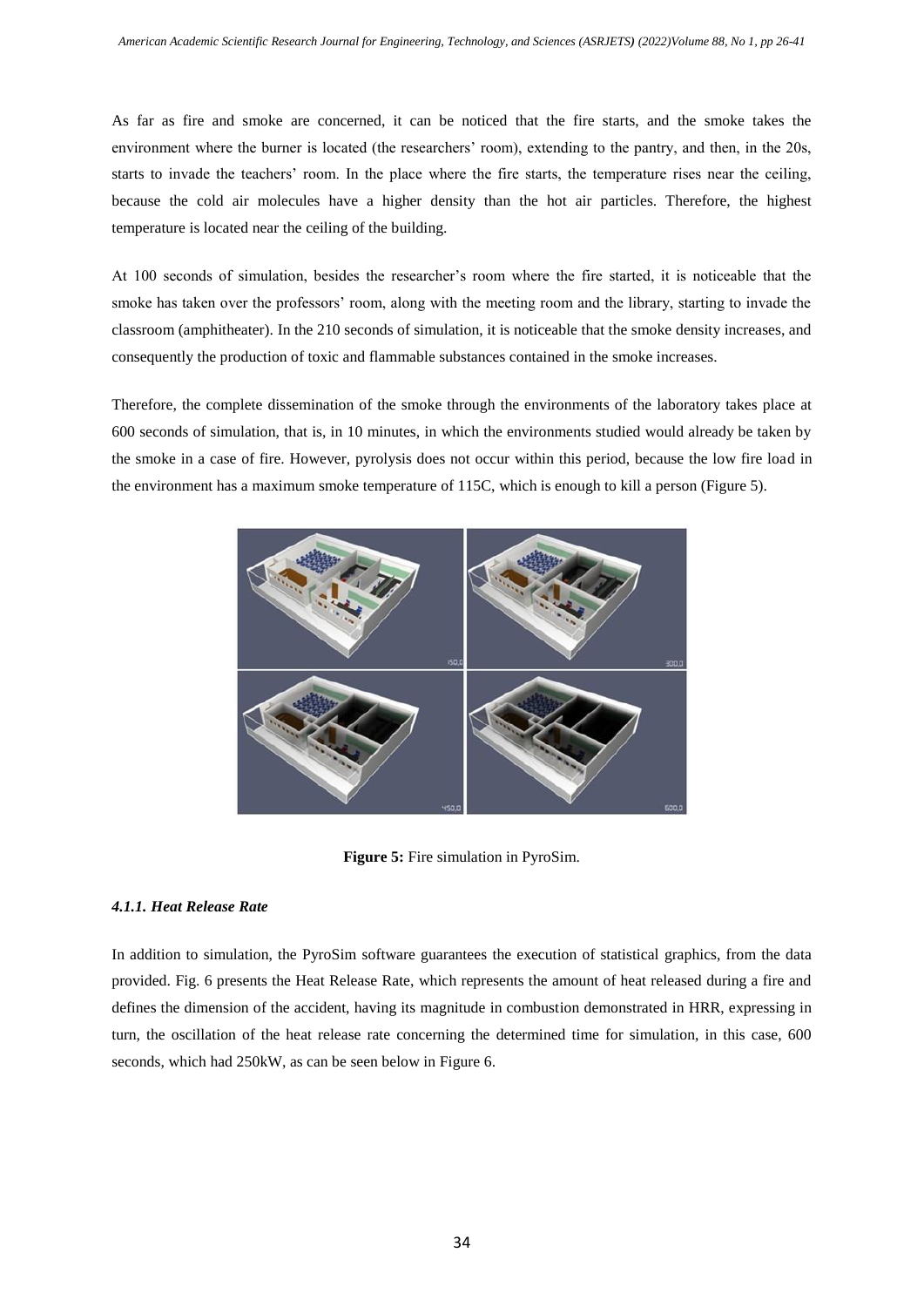As far as fire and smoke are concerned, it can be noticed that the fire starts, and the smoke takes the environment where the burner is located (the researchers' room), extending to the pantry, and then, in the 20s, starts to invade the teachers' room. In the place where the fire starts, the temperature rises near the ceiling, because the cold air molecules have a higher density than the hot air particles. Therefore, the highest temperature is located near the ceiling of the building.

At 100 seconds of simulation, besides the researcher's room where the fire started, it is noticeable that the smoke has taken over the professors' room, along with the meeting room and the library, starting to invade the classroom (amphitheater). In the 210 seconds of simulation, it is noticeable that the smoke density increases, and consequently the production of toxic and flammable substances contained in the smoke increases.

Therefore, the complete dissemination of the smoke through the environments of the laboratory takes place at 600 seconds of simulation, that is, in 10 minutes, in which the environments studied would already be taken by the smoke in a case of fire. However, pyrolysis does not occur within this period, because the low fire load in the environment has a maximum smoke temperature of 115C, which is enough to kill a person (Figure 5).

**Figure 5:** Fire simulation in PyroSim.

#### *4.1.1. Heat Release Rate*

In addition to simulation, the PyroSim software guarantees the execution of statistical graphics, from the data provided. Fig. 6 presents the Heat Release Rate, which represents the amount of heat released during a fire and defines the dimension of the accident, having its magnitude in combustion demonstrated in HRR, expressing in turn, the oscillation of the heat release rate concerning the determined time for simulation, in this case, 600 seconds, which had 250kW, as can be seen below in Figure 6.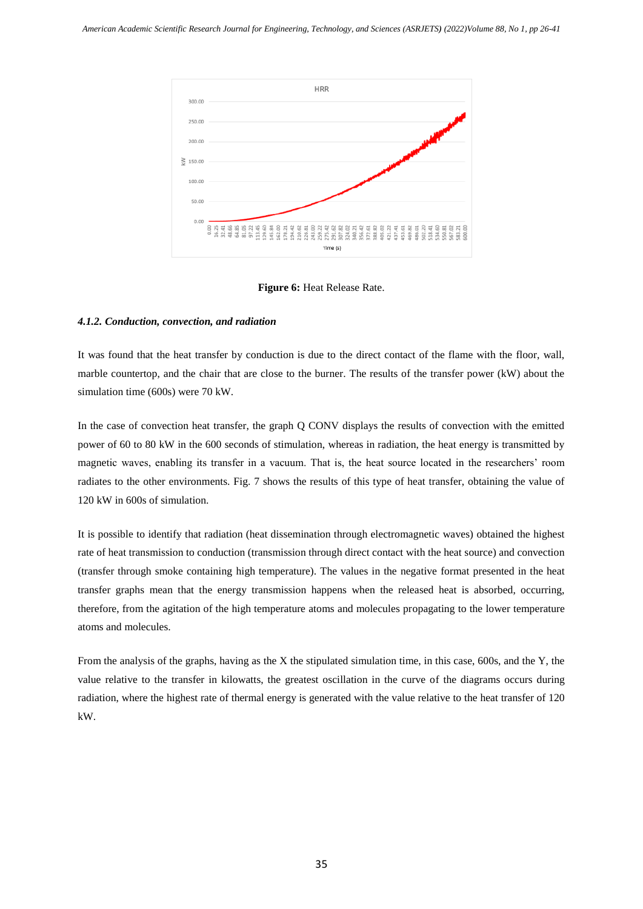**Figure 6:** Heat Release Rate.

#### *4.1.2. Conduction, convection, and radiation*

It was found that the heat transfer by conduction is due to the direct contact of the flame with the floor, wall, marble countertop, and the chair that are close to the burner. The results of the transfer power (kW) about the simulation time (600s) were 70 kW.

In the case of convection heat transfer, the graph Q CONV displays the results of convection with the emitted power of 60 to 80 kW in the 600 seconds of stimulation, whereas in radiation, the heat energy is transmitted by magnetic waves, enabling its transfer in a vacuum. That is, the heat source located in the researchers' room radiates to the other environments. Fig. 7 shows the results of this type of heat transfer, obtaining the value of 120 kW in 600s of simulation.

It is possible to identify that radiation (heat dissemination through electromagnetic waves) obtained the highest rate of heat transmission to conduction (transmission through direct contact with the heat source) and convection (transfer through smoke containing high temperature). The values in the negative format presented in the heat transfer graphs mean that the energy transmission happens when the released heat is absorbed, occurring, therefore, from the agitation of the high temperature atoms and molecules propagating to the lower temperature atoms and molecules.

From the analysis of the graphs, having as the X the stipulated simulation time, in this case, 600s, and the Y, the value relative to the transfer in kilowatts, the greatest oscillation in the curve of the diagrams occurs during radiation, where the highest rate of thermal energy is generated with the value relative to the heat transfer of 120 kW.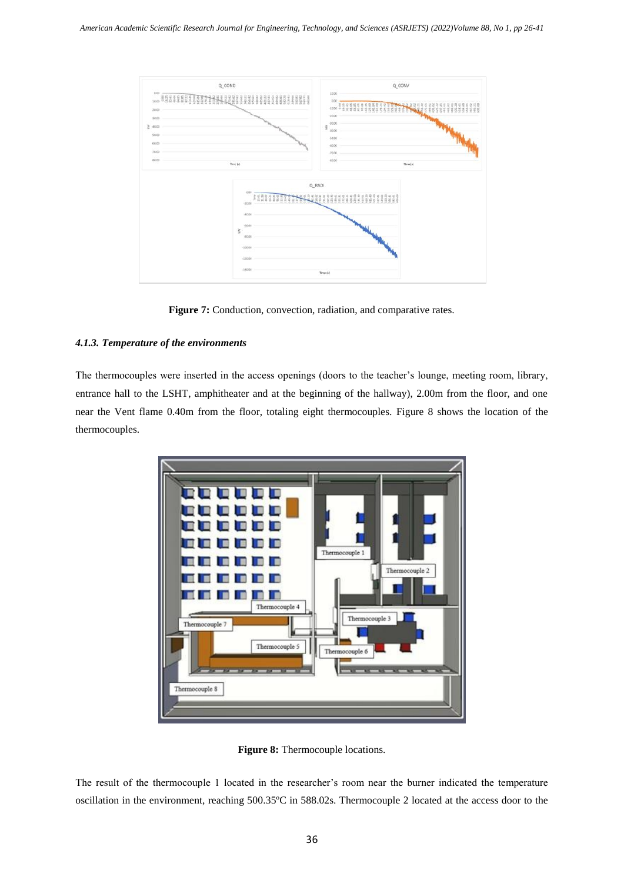**Figure 7:** Conduction, convection, radiation, and comparative rates.

#### *4.1.3. Temperature of the environments*

The thermocouples were inserted in the access openings (doors to the teacher's lounge, meeting room, library, entrance hall to the LSHT, amphitheater and at the beginning of the hallway), 2.00m from the floor, and one near the Vent flame 0.40m from the floor, totaling eight thermocouples. Figure 8 shows the location of the thermocouples.

**Figure 8:** Thermocouple locations.

The result of the thermocouple 1 located in the researcher's room near the burner indicated the temperature oscillation in the environment, reaching 500.35ºC in 588.02s. Thermocouple 2 located at the access door to the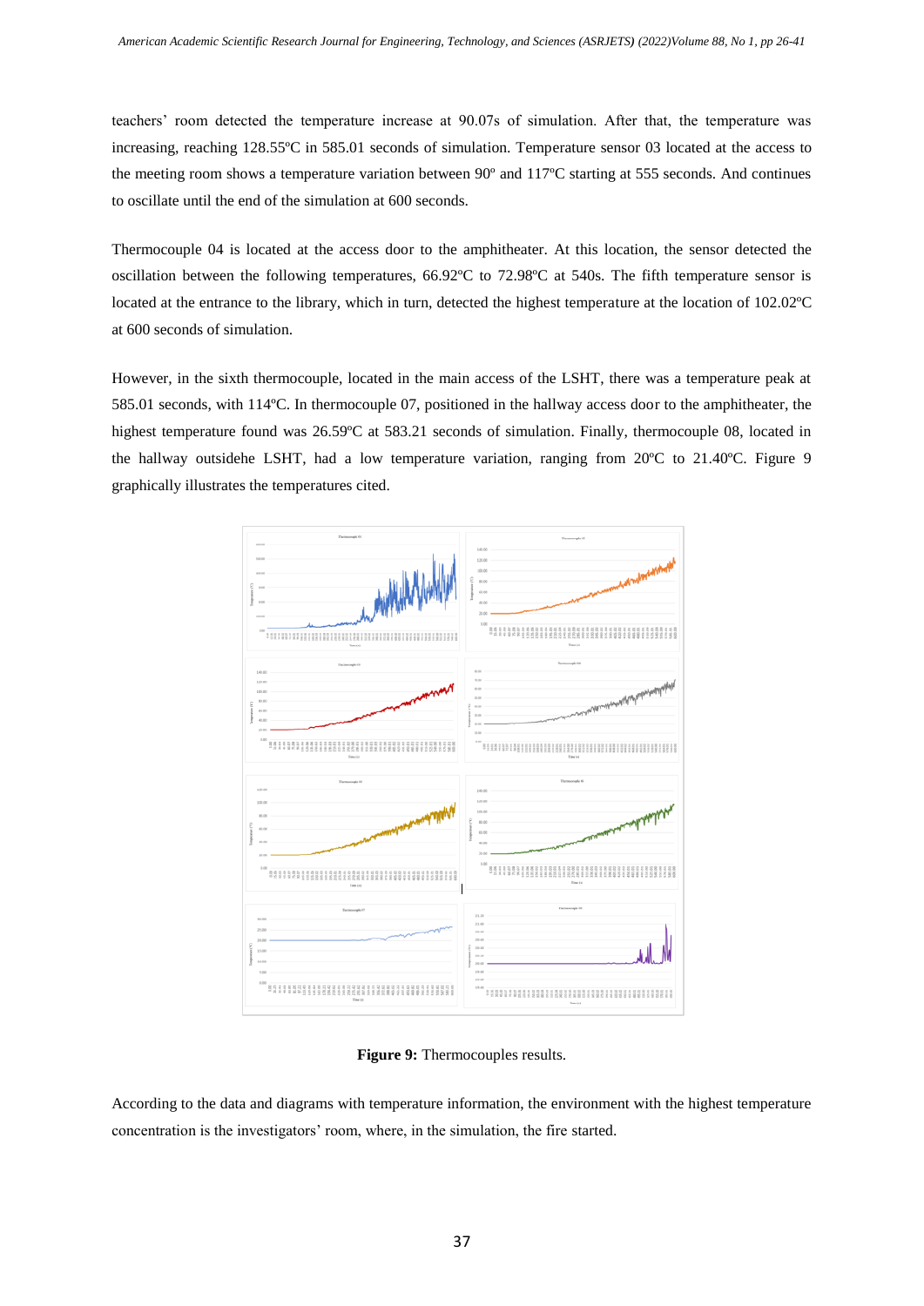teachers' room detected the temperature increase at 90.07s of simulation. After that, the temperature was increasing, reaching 128.55ºC in 585.01 seconds of simulation. Temperature sensor 03 located at the access to the meeting room shows a temperature variation between 90º and 117ºC starting at 555 seconds. And continues to oscillate until the end of the simulation at 600 seconds.

Thermocouple 04 is located at the access door to the amphitheater. At this location, the sensor detected the oscillation between the following temperatures, 66.92ºC to 72.98ºC at 540s. The fifth temperature sensor is located at the entrance to the library, which in turn, detected the highest temperature at the location of 102.02ºC at 600 seconds of simulation.

However, in the sixth thermocouple, located in the main access of the LSHT, there was a temperature peak at 585.01 seconds, with 114ºC. In thermocouple 07, positioned in the hallway access door to the amphitheater, the highest temperature found was 26.59ºC at 583.21 seconds of simulation. Finally, thermocouple 08, located in the hallway outsidehe LSHT, had a low temperature variation, ranging from 20ºC to 21.40ºC. Figure 9 graphically illustrates the temperatures cited.

**Figure 9:** Thermocouples results.

According to the data and diagrams with temperature information, the environment with the highest temperature concentration is the investigators' room, where, in the simulation, the fire started.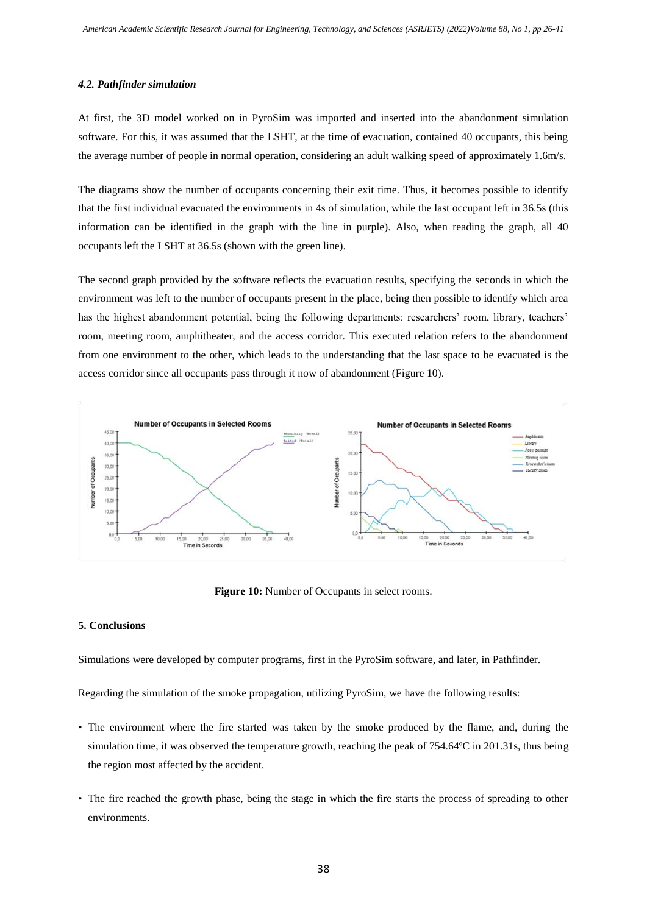### *4.2. Pathfinder simulation*

At first, the 3D model worked on in PyroSim was imported and inserted into the abandonment simulation software. For this, it was assumed that the LSHT, at the time of evacuation, contained 40 occupants, this being the average number of people in normal operation, considering an adult walking speed of approximately 1.6m/s.

The diagrams show the number of occupants concerning their exit time. Thus, it becomes possible to identify that the first individual evacuated the environments in 4s of simulation, while the last occupant left in 36.5s (this information can be identified in the graph with the line in purple). Also, when reading the graph, all 40 occupants left the LSHT at 36.5s (shown with the green line).

The second graph provided by the software reflects the evacuation results, specifying the seconds in which the environment was left to the number of occupants present in the place, being then possible to identify which area has the highest abandonment potential, being the following departments: researchers' room, library, teachers' room, meeting room, amphitheater, and the access corridor. This executed relation refers to the abandonment from one environment to the other, which leads to the understanding that the last space to be evacuated is the access corridor since all occupants pass through it now of abandonment (Figure 10).

**Figure 10:** Number of Occupants in select rooms.

## 5. Conclusions

Simulations were developed by computer programs, first in the PyroSim software, and later, in Pathfinder.

Regarding the simulation of the smoke propagation, utilizing PyroSim, we have the following results:

- The environment where the fire started was taken by the smoke produced by the flame, and, during the simulation time, it was observed the temperature growth, reaching the peak of 754.64ºC in 201.31s, thus being the region most affected by the accident.
- The fire reached the growth phase, being the stage in which the fire starts the process of spreading to other environments.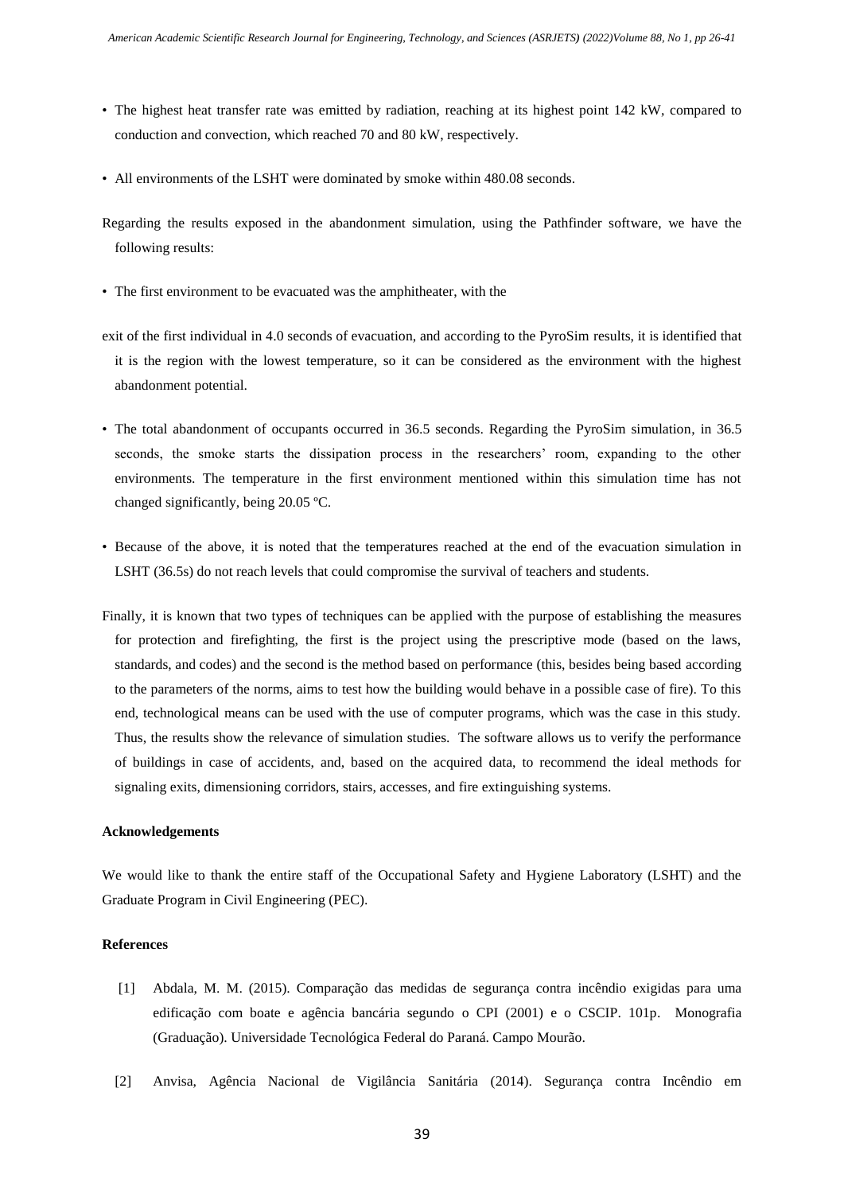- The highest heat transfer rate was emitted by radiation, reaching at its highest point 142 kW, compared to conduction and convection, which reached 70 and 80 kW, respectively.
- All environments of the LSHT were dominated by smoke within 480.08 seconds.

Regarding the results exposed in the abandonment simulation, using the Pathfinder software, we have the following results:

- The first environment to be evacuated was the amphitheater, with the

exit of the first individual in 4.0 seconds of evacuation, and according to the PyroSim results, it is identified that it is the region with the lowest temperature, so it can be considered as the environment with the highest abandonment potential.

- The total abandonment of occupants occurred in 36.5 seconds. Regarding the PyroSim simulation, in 36.5 seconds, the smoke starts the dissipation process in the researchers' room, expanding to the other environments. The temperature in the first environment mentioned within this simulation time has not changed significantly, being 20.05 ºC.
- Because of the above, it is noted that the temperatures reached at the end of the evacuation simulation in LSHT (36.5s) do not reach levels that could compromise the survival of teachers and students.

Finally, it is known that two types of techniques can be applied with the purpose of establishing the measures for protection and firefighting, the first is the project using the prescriptive mode (based on the laws, standards, and codes) and the second is the method based on performance (this, besides being based according to the parameters of the norms, aims to test how the building would behave in a possible case of fire). To this end, technological means can be used with the use of computer programs, which was the case in this study. Thus, the results show the relevance of simulation studies. The software allows us to verify the performance of buildings in case of accidents, and, based on the acquired data, to recommend the ideal methods for signaling exits, dimensioning corridors, stairs, accesses, and fire extinguishing systems.

#### Acknowledgements

We would like to thank the entire staff of the Occupational Safety and Hygiene Laboratory (LSHT) and the Graduate Program in Civil Engineering (PEC).

#### References

[1] Abdala, M. M. (2015). Comparação das medidas de segurança contra incêndio exigidas para uma edificação com boate e agência bancária segundo o CPI (2001) e o CSCIP. 101p. Monografia (Graduação). Universidade Tecnológica Federal do Paraná. Campo Mourão.

[2] Anvisa, Agência Nacional de Vigilância Sanitária (2014). Segurança contra Incêndio em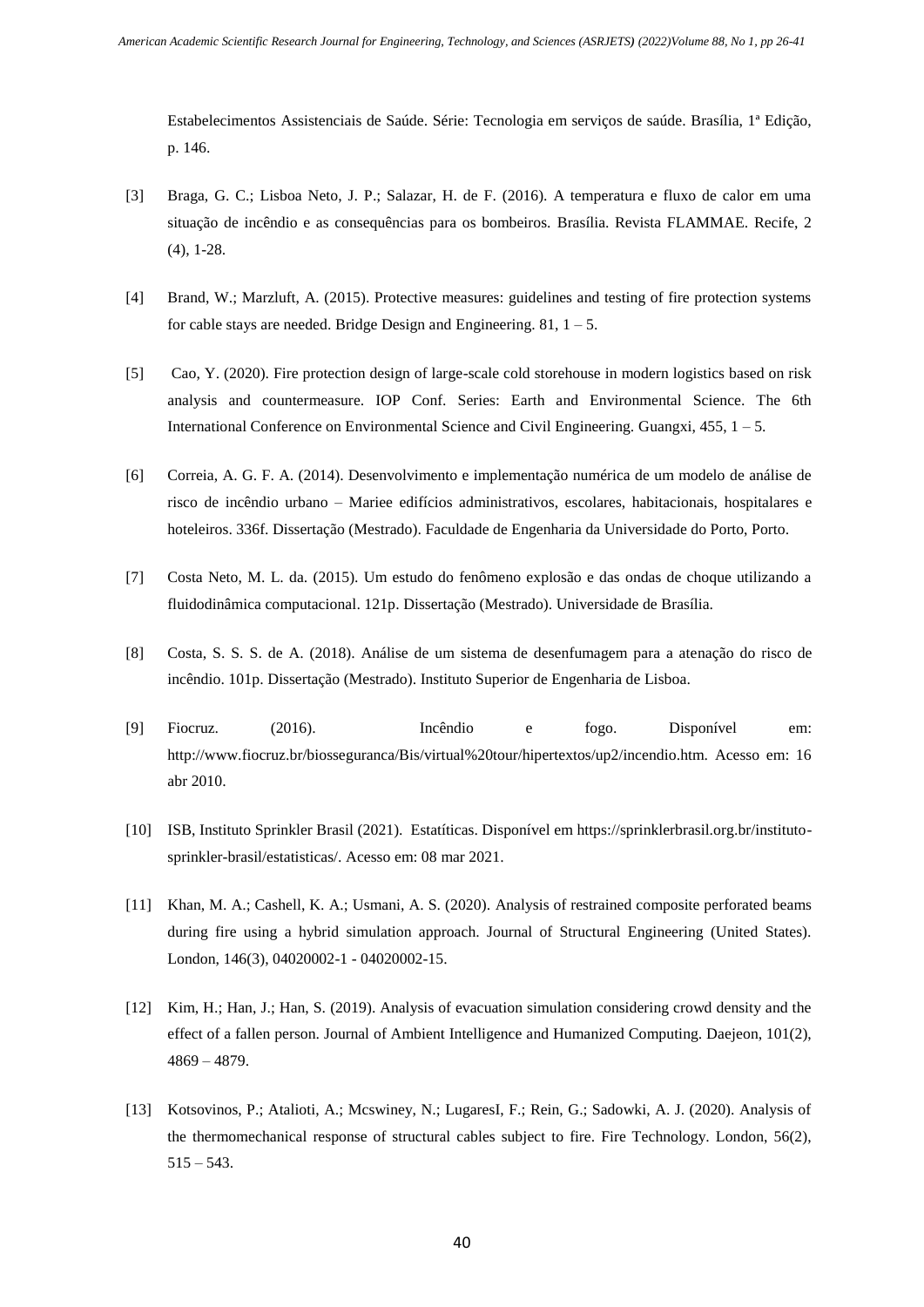Estabelecimentos Assistenciais de Saúde. Série: Tecnologia em serviços de saúde. Brasília, 1ª Edição, p. 146.

[3] Braga, G. C.; Lisboa Neto, J. P.; Salazar, H. de F. (2016). A temperatura e fluxo de calor em uma situação de incêndio e as consequências para os bombeiros. Brasília. Revista FLAMMAE. Recife, 2 (4), 1-28.

[4] Brand, W.; Marzluft, A. (2015). Protective measures: guidelines and testing of fire protection systems for cable stays are needed. Bridge Design and Engineering. 81, 1 – 5.

[5] Cao, Y. (2020). Fire protection design of large-scale cold storehouse in modern logistics based on risk analysis and countermeasure. IOP Conf. Series: Earth and Environmental Science. The 6th International Conference on Environmental Science and Civil Engineering. Guangxi, 455, 1 – 5.

[6] Correia, A. G. F. A. (2014). Desenvolvimento e implementação numérica de um modelo de análise de risco de incêndio urbano – Mariee edifícios administrativos, escolares, habitacionais, hospitalares e hoteleiros. 336f. Dissertação (Mestrado). Faculdade de Engenharia da Universidade do Porto, Porto.

[7] Costa Neto, M. L. da. (2015). Um estudo do fenômeno explosão e das ondas de choque utilizando a fluidodinâmica computacional. 121p. Dissertação (Mestrado). Universidade de Brasília.

[8] Costa, S. S. S. de A. (2018). Análise de um sistema de desenfumagem para a atenação do risco de incêndio. 101p. Dissertação (Mestrado). Instituto Superior de Engenharia de Lisboa.

[9] Fiocruz. (2016). Incêndio e fogo. Disponível em: http://www.fiocruz.br/biosseguranca/Bis/virtual%20tour/hipertextos/up2/incendio.htm. Acesso em: 16 abr 2010.

[10] ISB, Instituto Sprinkler Brasil (2021). Estatíticas. Disponível em https://sprinklerbrasil.org.br/instituto-sprinkler-brasil/estatisticas/. Acesso em: 08 mar 2021.

[11] Khan, M. A.; Cashell, K. A.; Usmani, A. S. (2020). Analysis of restrained composite perforated beams during fire using a hybrid simulation approach. Journal of Structural Engineering (United States). London, 146(3), 04020002-1 - 04020002-15.

[12] Kim, H.; Han, J.; Han, S. (2019). Analysis of evacuation simulation considering crowd density and the effect of a fallen person. Journal of Ambient Intelligence and Humanized Computing. Daejeon, 101(2), 4869 – 4879.

[13] Kotsovinos, P.; Atalioti, A.; Mcswiney, N.; LugaresI, F.; Rein, G.; Sadowki, A. J. (2020). Analysis of the thermomechanical response of structural cables subject to fire. Fire Technology. London, 56(2), 515 – 543.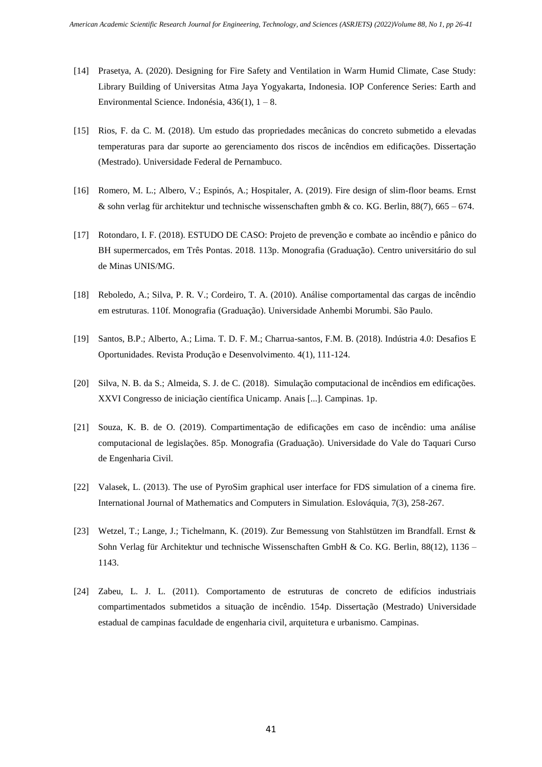[14] Prasetya, A. (2020). Designing for Fire Safety and Ventilation in Warm Humid Climate, Case Study: Library Building of Universitas Atma Jaya Yogyakarta, Indonesia. IOP Conference Series: Earth and Environmental Science. Indonésia, 436(1), 1 – 8.

[15] Rios, F. da C. M. (2018). Um estudo das propriedades mecânicas do concreto submetido a elevadas temperaturas para dar suporte ao gerenciamento dos riscos de incêndios em edificações. Dissertação (Mestrado). Universidade Federal de Pernambuco.

[16] Romero, M. L.; Albero, V.; Espinós, A.; Hospitaler, A. (2019). Fire design of slim-floor beams. Ernst & sohn verlag für architektur und technische wissenschaften gmbh & co. KG. Berlin, 88(7), 665 – 674.

[17] Rotondaro, I. F. (2018). ESTUDO DE CASO: Projeto de prevenção e combate ao incêndio e pânico do BH supermercados, em Três Pontas. 2018. 113p. Monografia (Graduação). Centro universitário do sul de Minas UNIS/MG.

[18] Reboledo, A.; Silva, P. R. V.; Cordeiro, T. A. (2010). Análise comportamental das cargas de incêndio em estruturas. 110f. Monografia (Graduação). Universidade Anhembi Morumbi. São Paulo.

[19] Santos, B.P.; Alberto, A.; Lima. T. D. F. M.; Charrua-santos, F.M. B. (2018). Indústria 4.0: Desafios E Oportunidades. Revista Produção e Desenvolvimento. 4(1), 111-124.

[20] Silva, N. B. da S.; Almeida, S. J. de C. (2018). Simulação computacional de incêndios em edificações. XXVI Congresso de iniciação científica Unicamp. Anais [...]. Campinas. 1p.

[21] Souza, K. B. de O. (2019). Compartimentação de edificações em caso de incêndio: uma análise computacional de legislações. 85p. Monografia (Graduação). Universidade do Vale do Taquari Curso de Engenharia Civil.

[22] Valasek, L. (2013). The use of PyroSim graphical user interface for FDS simulation of a cinema fire. International Journal of Mathematics and Computers in Simulation. Eslováquia, 7(3), 258-267.

[23] Wetzel, T.; Lange, J.; Tichelmann, K. (2019). Zur Bemessung von Stahlstützen im Brandfall. Ernst & Sohn Verlag für Architektur und technische Wissenschaften GmbH & Co. KG. Berlin, 88(12), 1136 – 1143.

[24] Zabeu, L. J. L. (2011). Comportamento de estruturas de concreto de edifícios industriais compartimentados submetidos a situação de incêndio. 154p. Dissertação (Mestrado) Universidade estadual de campinas faculdade de engenharia civil, arquitetura e urbanismo. Campinas.